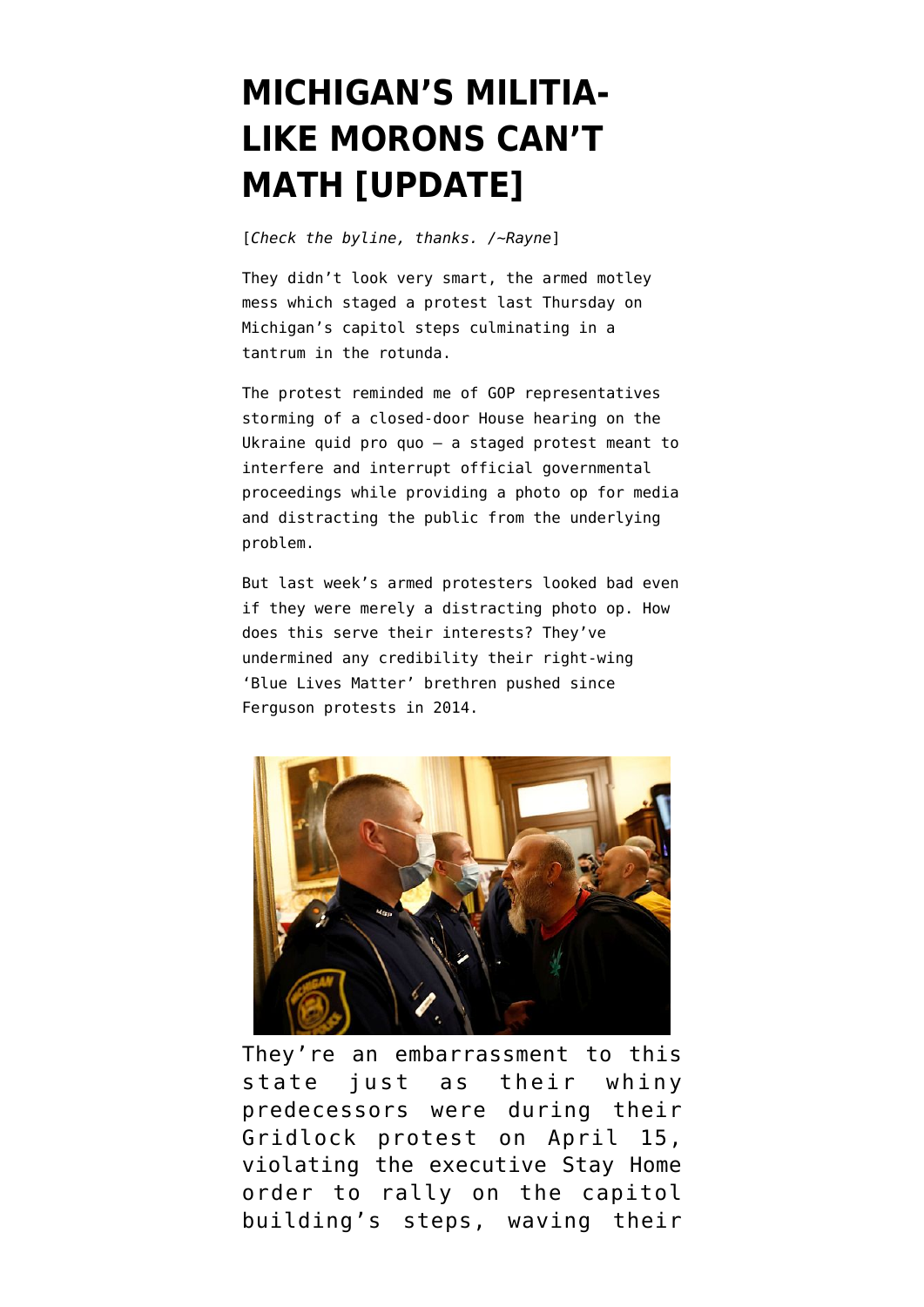# MICHIGAN'S MILITIA-LIKE MORONS CAN'T MATH [UPDATE]

[*Check the byline, thanks. /~Rayne*]

They didn't look very smart, the armed motley mess which staged a protest last Thursday on Michigan's capitol steps culminating in a tantrum in the rotunda.

The protest reminded me of GOP representatives storming of a closed-door House hearing on the Ukraine quid pro quo — a staged protest meant to interfere and interrupt official governmental proceedings while providing a photo op for media and distracting the public from the underlying problem.

But last week's armed protesters looked bad even if they were merely a distracting photo op. How does this serve their interests? They've undermined any credibility their right-wing 'Blue Lives Matter' brethren pushed since Ferguson protests in 2014.

They're an embarrassment to this state just as their whiny predecessors were during their Gridlock protest on April 15, violating the executive Stay Home order to rally on the capitol building's steps, waving their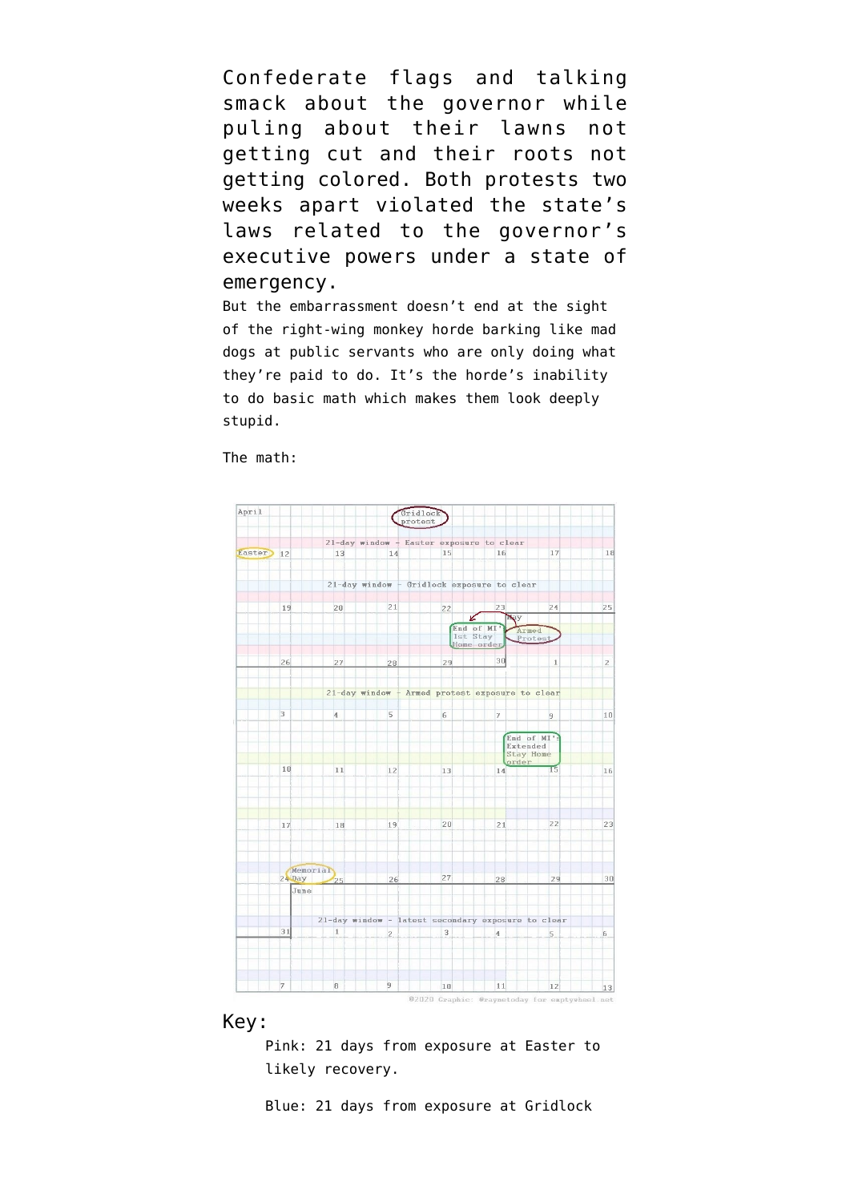Confederate flags and talking smack about the governor while puling about their lawns not getting cut and their roots not getting colored. Both protests two weeks apart violated the state's laws related to the governor's executive powers under a state of emergency.

But the embarrassment doesn't end at the sight of the right-wing monkey horde barking like mad dogs at public servants who are only doing what they're paid to do. It's the horde's inability to do basic math which makes them look deeply stupid.

The math:

## Key:

Pink: 21 days from exposure at Easter to likely recovery.

Blue: 21 days from exposure at Gridlock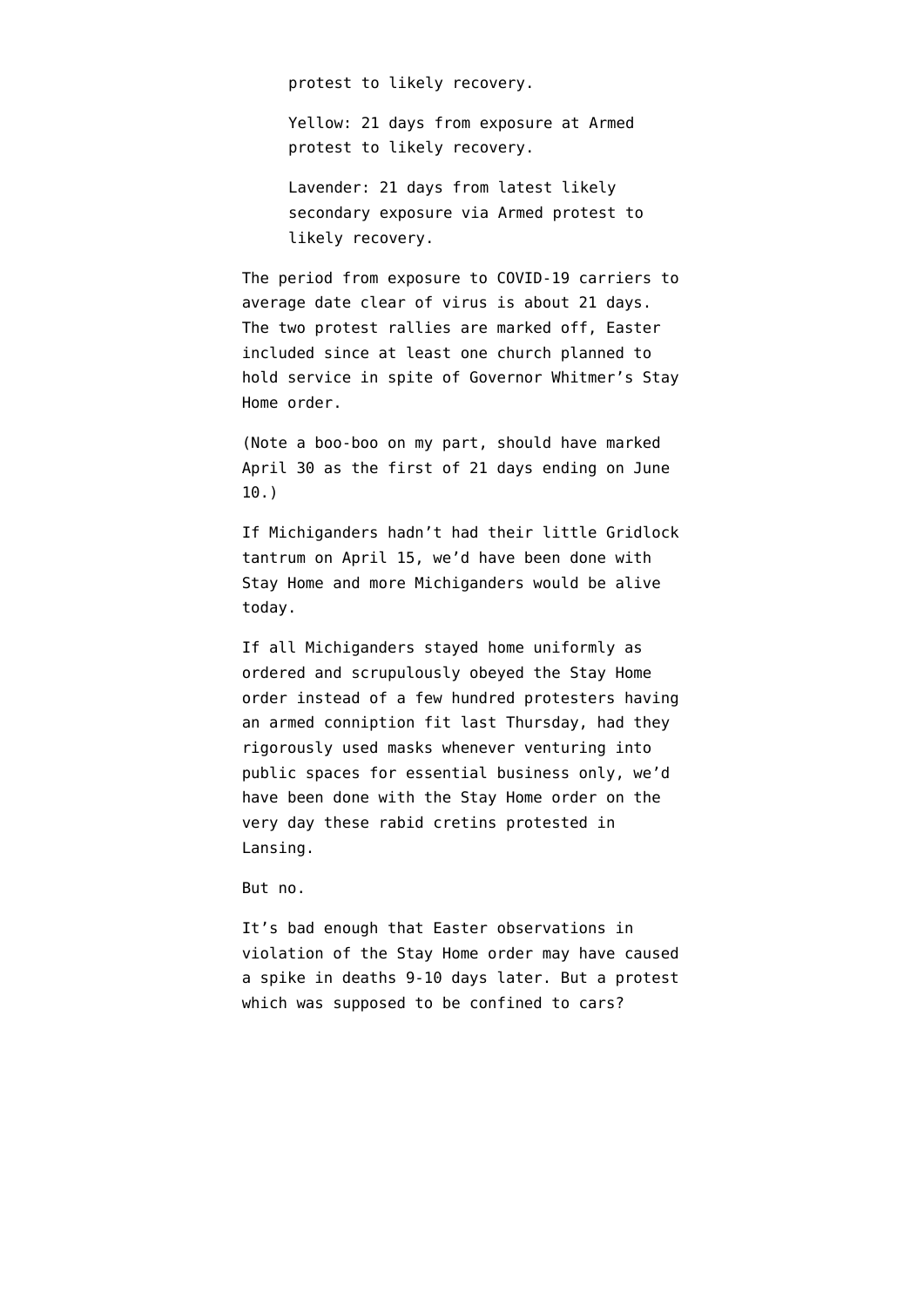> protest to likely recovery.
>
> Yellow: 21 days from exposure at Armed protest to likely recovery.
>
> Lavender: 21 days from latest likely secondary exposure via Armed protest to likely recovery.

The period from exposure to COVID-19 carriers to average date clear of virus is about 21 days. The two protest rallies are marked off, Easter included since at least one church planned to hold service in spite of Governor Whitmer's Stay Home order.

(Note a boo-boo on my part, should have marked April 30 as the first of 21 days ending on June 10.)

If Michiganders hadn't had their little Gridlock tantrum on April 15, we'd have been done with Stay Home and more Michiganders would be alive today.

If all Michiganders stayed home uniformly as ordered and scrupulously obeyed the Stay Home order instead of a few hundred protesters having an armed conniption fit last Thursday, had they rigorously used masks whenever venturing into public spaces for essential business only, we'd have been done with the Stay Home order on the very day these rabid cretins protested in Lansing.

But no.

It's bad enough that Easter observations in violation of the Stay Home order may have caused a spike in deaths 9-10 days later. But a protest which was supposed to be confined to cars?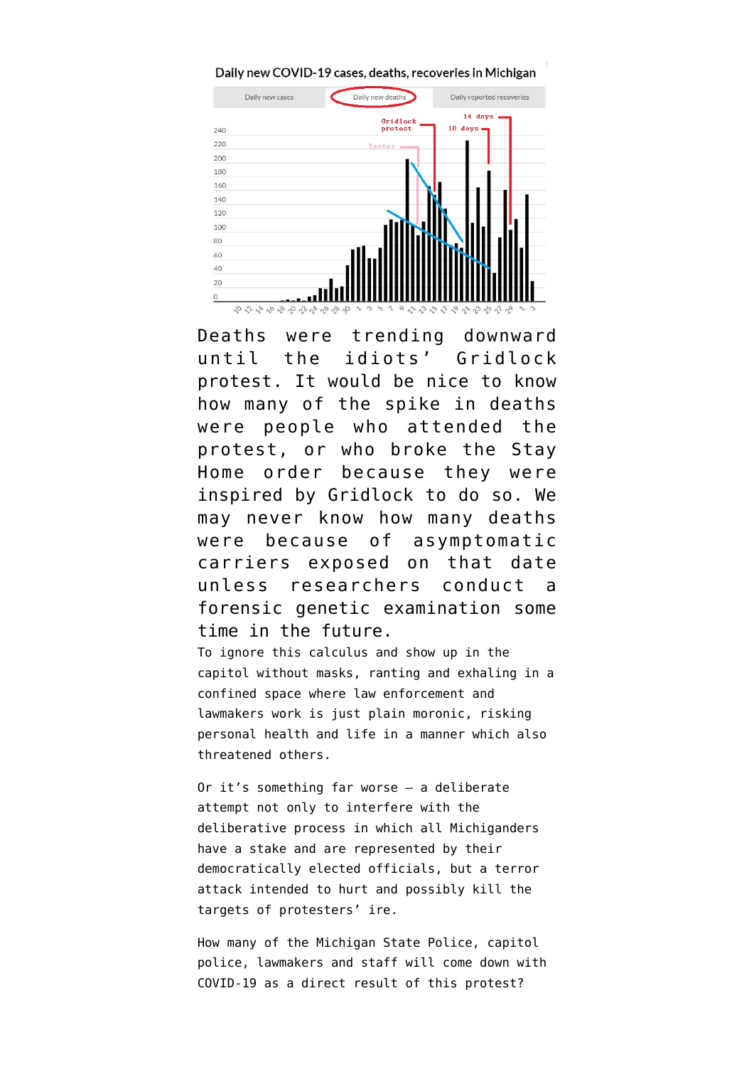Deaths were trending downward until the idiots' Gridlock protest. It would be nice to know how many of the spike in deaths were people who attended the protest, or who broke the Stay Home order because they were inspired by Gridlock to do so. We may never know how many deaths were because of asymptomatic carriers exposed on that date unless researchers conduct a forensic genetic examination some time in the future.

To ignore this calculus and show up in the capitol without masks, ranting and exhaling in a confined space where law enforcement and lawmakers work is just plain moronic, risking personal health and life in a manner which also threatened others.

Or it's something far worse — a deliberate attempt not only to interfere with the deliberative process in which all Michiganders have a stake and are represented by their democratically elected officials, but a terror attack intended to hurt and possibly kill the targets of protesters' ire.

How many of the Michigan State Police, capitol police, lawmakers and staff will come down with COVID-19 as a direct result of this protest?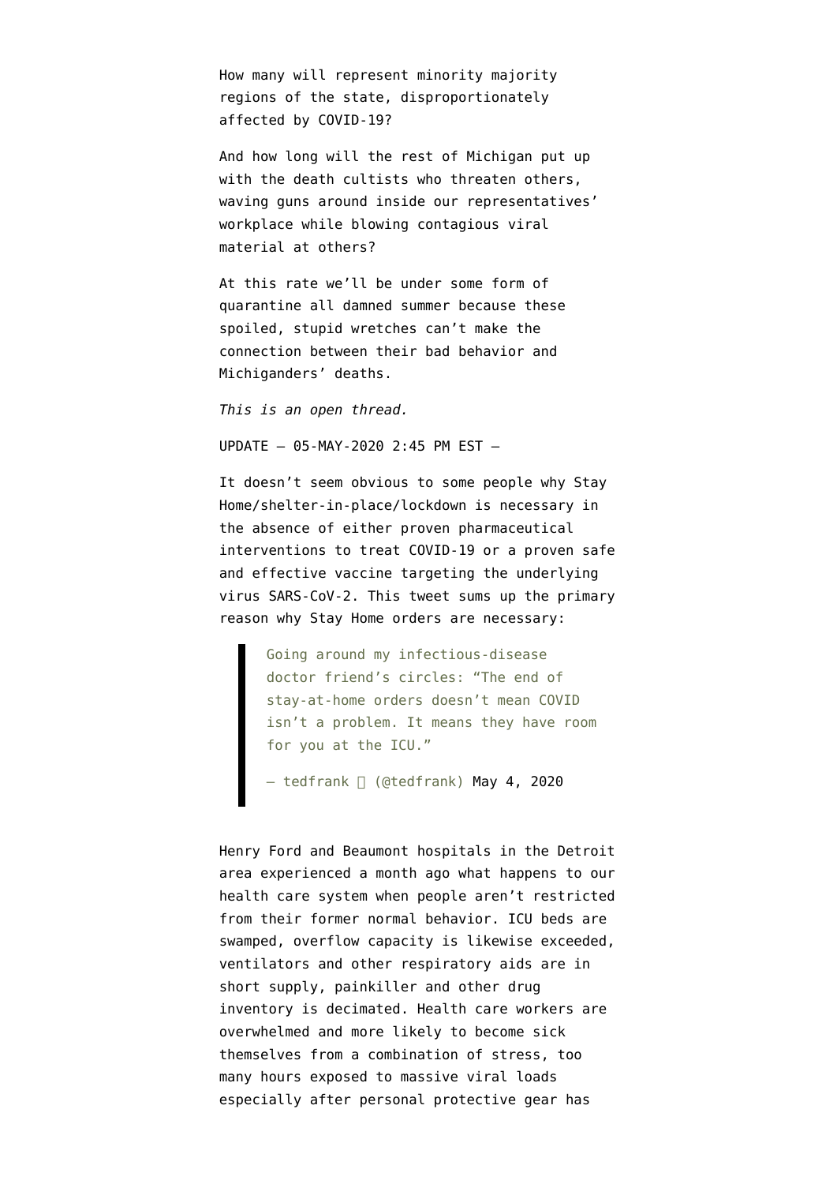How many will represent minority majority regions of the state, disproportionately affected by COVID-19?

And how long will the rest of Michigan put up with the death cultists who threaten others, waving guns around inside our representatives' workplace while blowing contagious viral material at others?

At this rate we'll be under some form of quarantine all damned summer because these spoiled, stupid wretches can't make the connection between their bad behavior and Michiganders' deaths.

*This is an open thread.*

UPDATE — 05-MAY-2020 2:45 PM EST —

It doesn't seem obvious to some people why Stay Home/shelter-in-place/lockdown is necessary in the absence of either proven pharmaceutical interventions to treat COVID-19 or a proven safe and effective vaccine targeting the underlying virus SARS-CoV-2. This tweet sums up the primary reason why Stay Home orders are necessary:

> Going around my infectious-disease doctor friend's circles: "The end of stay-at-home orders doesn't mean COVID isn't a problem. It means they have room for you at the ICU."
>
> — tedfrank  (@tedfrank) May 4, 2020

Henry Ford and Beaumont hospitals in the Detroit area experienced a month ago what happens to our health care system when people aren't restricted from their former normal behavior. ICU beds are swamped, overflow capacity is likewise exceeded, ventilators and other respiratory aids are in short supply, painkiller and other drug inventory is decimated. Health care workers are overwhelmed and more likely to become sick themselves from a combination of stress, too many hours exposed to massive viral loads especially after personal protective gear has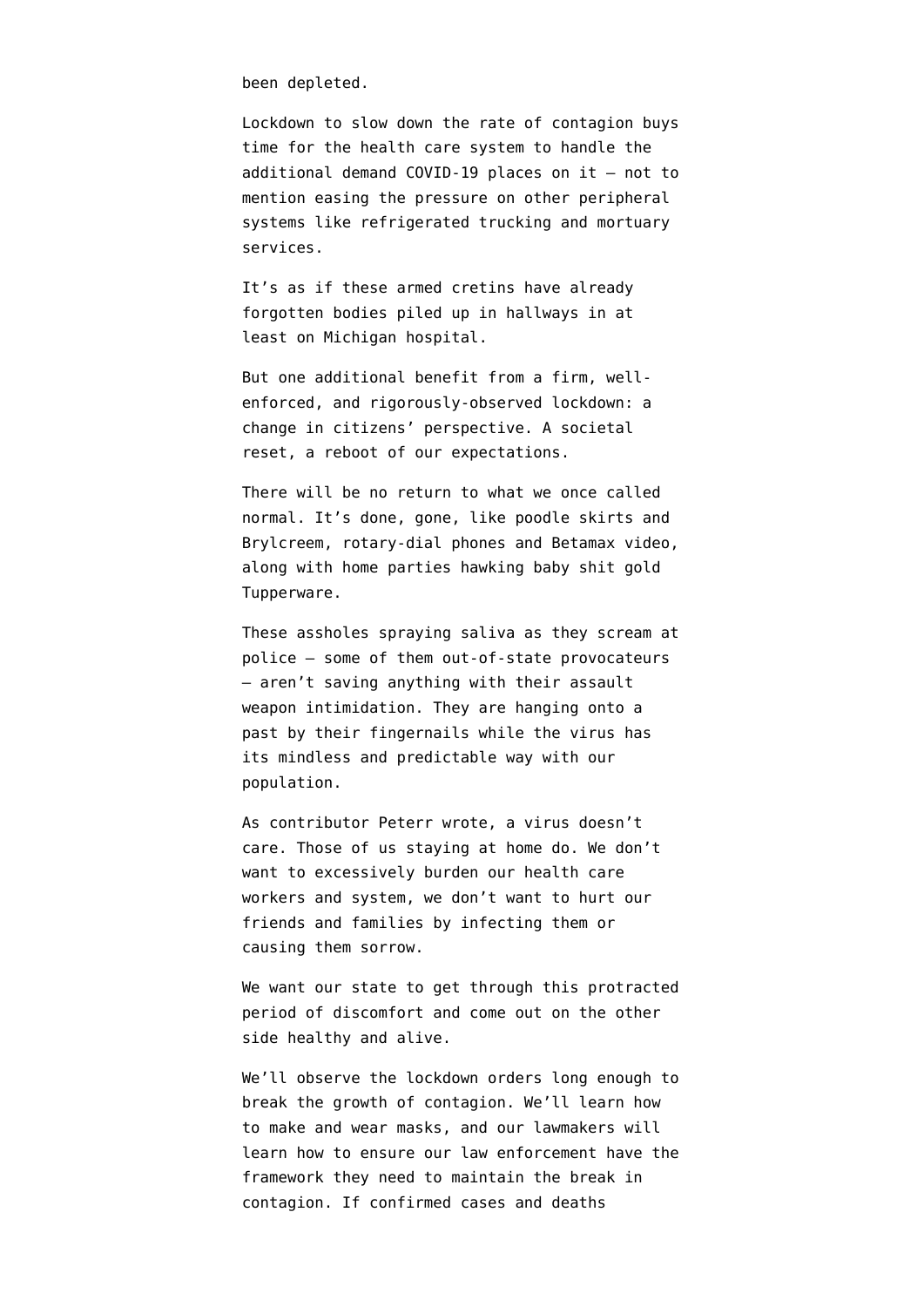been depleted.

Lockdown to slow down the rate of contagion buys time for the health care system to handle the additional demand COVID-19 places on it — not to mention easing the pressure on other peripheral systems like refrigerated trucking and mortuary services.

It's as if these armed cretins have already forgotten bodies piled up in hallways in at least on Michigan hospital.

But one additional benefit from a firm, well-enforced, and rigorously-observed lockdown: a change in citizens' perspective. A societal reset, a reboot of our expectations.

There will be no return to what we once called normal. It's done, gone, like poodle skirts and Brylcreem, rotary-dial phones and Betamax video, along with home parties hawking baby shit gold Tupperware.

These assholes spraying saliva as they scream at police — some of them out-of-state provocateurs — aren't saving anything with their assault weapon intimidation. They are hanging onto a past by their fingernails while the virus has its mindless and predictable way with our population.

As contributor Peterr wrote, a virus doesn't care. Those of us staying at home do. We don't want to excessively burden our health care workers and system, we don't want to hurt our friends and families by infecting them or causing them sorrow.

We want our state to get through this protracted period of discomfort and come out on the other side healthy and alive.

We'll observe the lockdown orders long enough to break the growth of contagion. We'll learn how to make and wear masks, and our lawmakers will learn how to ensure our law enforcement have the framework they need to maintain the break in contagion. If confirmed cases and deaths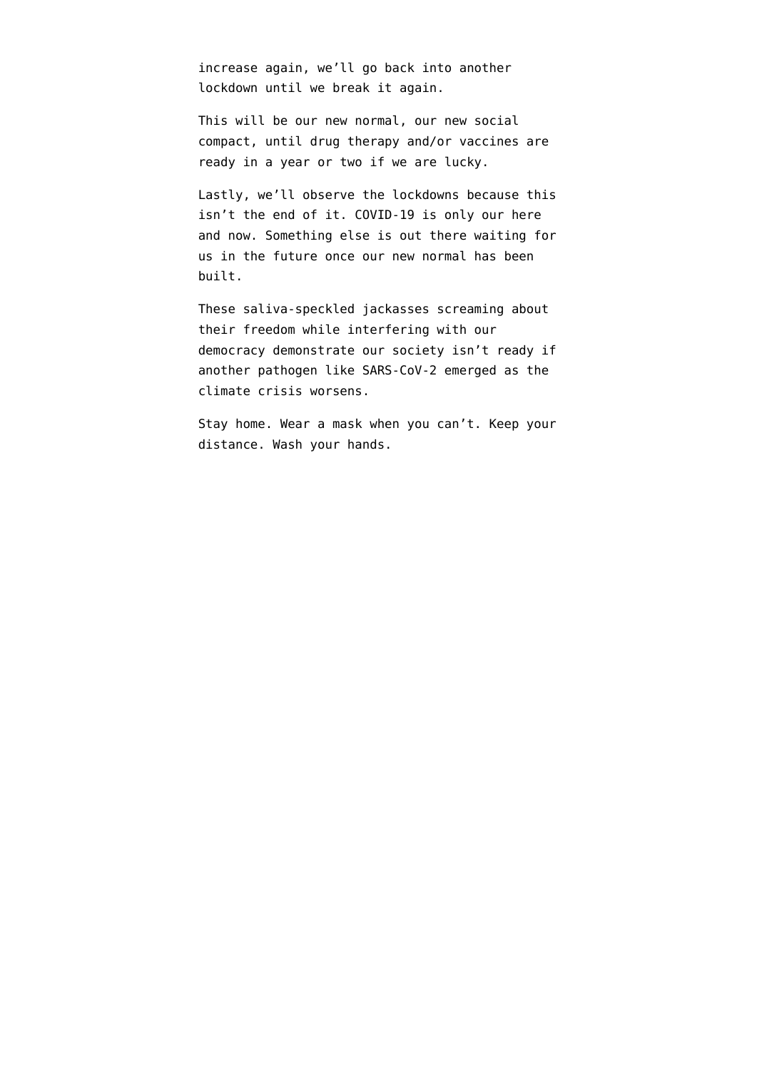increase again, we'll go back into another lockdown until we break it again.

This will be our new normal, our new social compact, until drug therapy and/or vaccines are ready in a year or two if we are lucky.

Lastly, we'll observe the lockdowns because this isn't the end of it. COVID-19 is only our here and now. Something else is out there waiting for us in the future once our new normal has been built.

These saliva-speckled jackasses screaming about their freedom while interfering with our democracy demonstrate our society isn't ready if another pathogen like SARS-CoV-2 emerged as the climate crisis worsens.

Stay home. Wear a mask when you can't. Keep your distance. Wash your hands.